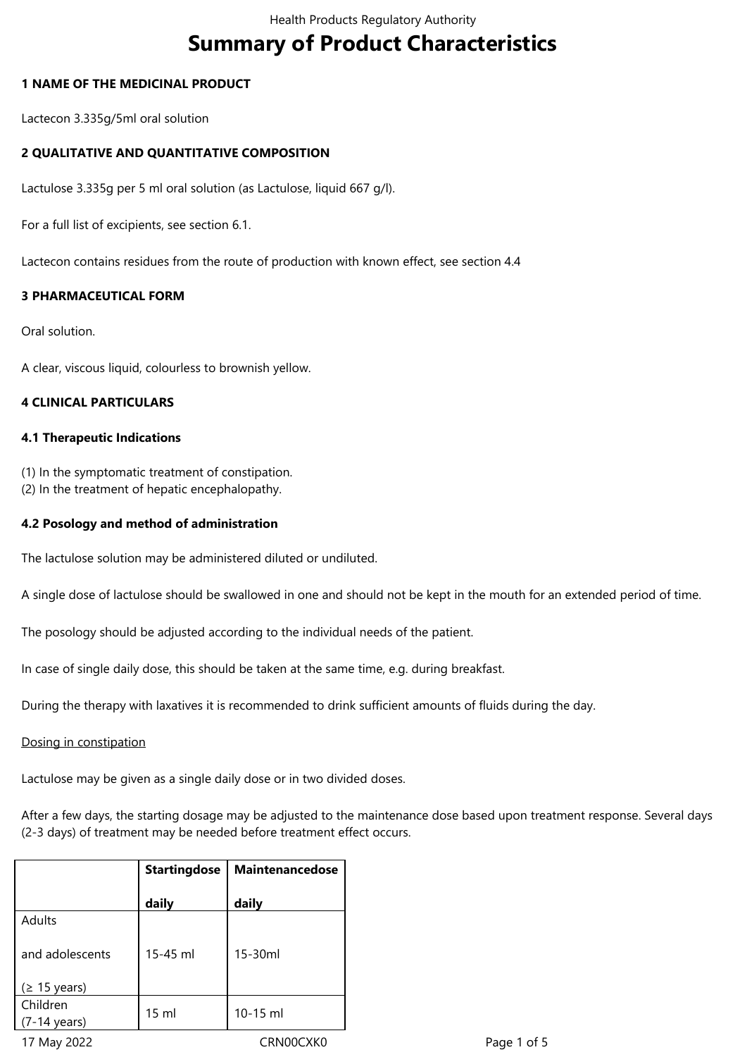# Summary of Product Characteristics

## 1 NAME OF THE MEDICINAL PRODUCT

Lactecon 3.335g/5ml oral solution

## 2 QUALITATIVE AND QUANTITATIVE COMPOSITION

Lactulose 3.335g per 5 ml oral solution (as Lactulose, liquid 667 g/l).

For a full list of excipients, see section 6.1.

Lactecon contains residues from the route of production with known effect, see section 4.4

## 3 PHARMACEUTICAL FORM

Oral solution.

A clear, viscous liquid, colourless to brownish yellow.

## 4 CLINICAL PARTICULARS

### 4.1 Therapeutic Indications

(1) In the symptomatic treatment of constipation.
(2) In the treatment of hepatic encephalopathy.

### 4.2 Posology and method of administration

The lactulose solution may be administered diluted or undiluted.

A single dose of lactulose should be swallowed in one and should not be kept in the mouth for an extended period of time.

The posology should be adjusted according to the individual needs of the patient.

In case of single daily dose, this should be taken at the same time, e.g. during breakfast.

During the therapy with laxatives it is recommended to drink sufficient amounts of fluids during the day.

Dosing in constipation

Lactulose may be given as a single daily dose or in two divided doses.

After a few days, the starting dosage may be adjusted to the maintenance dose based upon treatment response. Several days (2-3 days) of treatment may be needed before treatment effect occurs.

| | **Startingdose daily** | **Maintenancedose daily** |
|---|---|---|
| Adults and adolescents (≥ 15 years) | 15-45 ml | 15-30ml |
| Children (7-14 years) | 15 ml | 10-15 ml |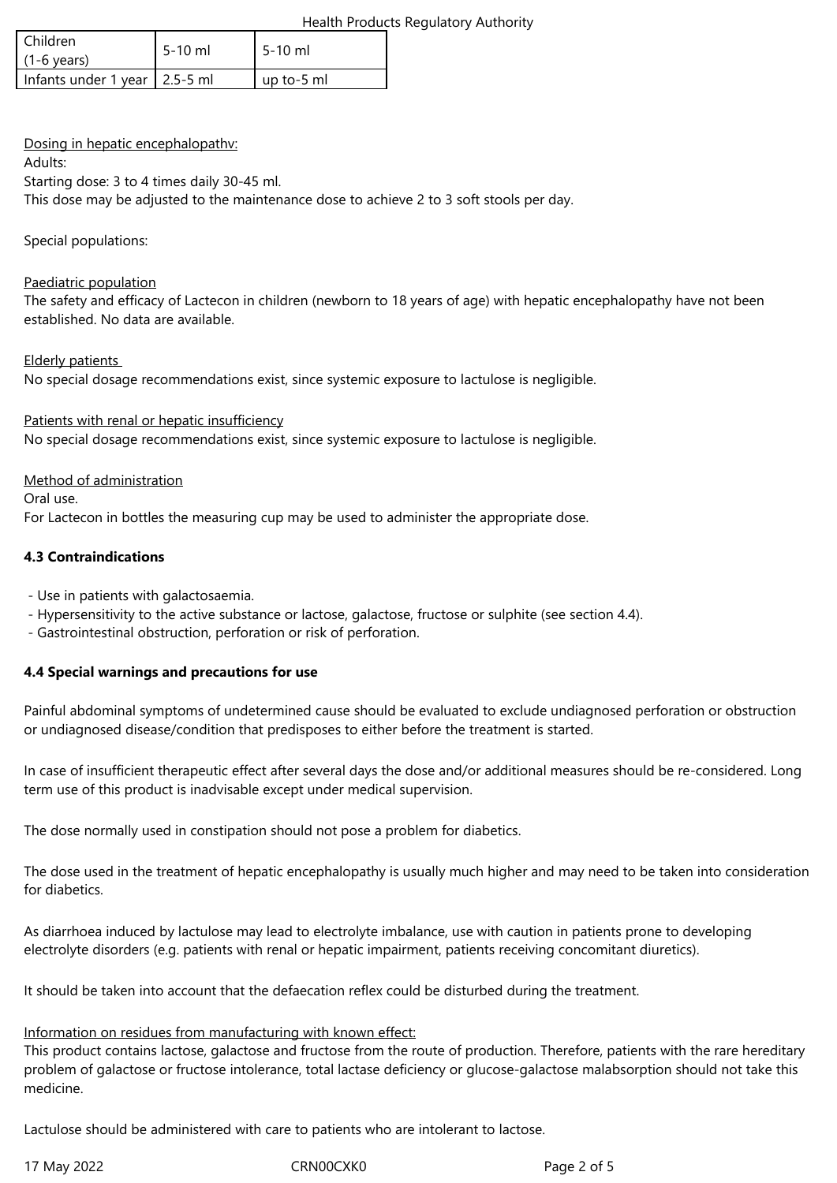| Children (1-6 years) | 5-10 ml | 5-10 ml |
|---|---|---|
| Infants under 1 year | 2.5-5 ml | up to-5 ml |

Dosing in hepatic encephalopathv:

Adults:

Starting dose: 3 to 4 times daily 30-45 ml.

This dose may be adjusted to the maintenance dose to achieve 2 to 3 soft stools per day.

Special populations:

Paediatric population

The safety and efficacy of Lactecon in children (newborn to 18 years of age) with hepatic encephalopathy have not been established. No data are available.

Elderly patients

No special dosage recommendations exist, since systemic exposure to lactulose is negligible.

Patients with renal or hepatic insufficiency

No special dosage recommendations exist, since systemic exposure to lactulose is negligible.

Method of administration

Oral use.

For Lactecon in bottles the measuring cup may be used to administer the appropriate dose.

**4.3 Contraindications**

- Use in patients with galactosaemia.
- Hypersensitivity to the active substance or lactose, galactose, fructose or sulphite (see section 4.4).
- Gastrointestinal obstruction, perforation or risk of perforation.

**4.4 Special warnings and precautions for use**

Painful abdominal symptoms of undetermined cause should be evaluated to exclude undiagnosed perforation or obstruction or undiagnosed disease/condition that predisposes to either before the treatment is started.

In case of insufficient therapeutic effect after several days the dose and/or additional measures should be re-considered. Long term use of this product is inadvisable except under medical supervision.

The dose normally used in constipation should not pose a problem for diabetics.

The dose used in the treatment of hepatic encephalopathy is usually much higher and may need to be taken into consideration for diabetics.

As diarrhoea induced by lactulose may lead to electrolyte imbalance, use with caution in patients prone to developing electrolyte disorders (e.g. patients with renal or hepatic impairment, patients receiving concomitant diuretics).

It should be taken into account that the defaecation reflex could be disturbed during the treatment.

Information on residues from manufacturing with known effect:

This product contains lactose, galactose and fructose from the route of production. Therefore, patients with the rare hereditary problem of galactose or fructose intolerance, total lactase deficiency or glucose-galactose malabsorption should not take this medicine.

Lactulose should be administered with care to patients who are intolerant to lactose.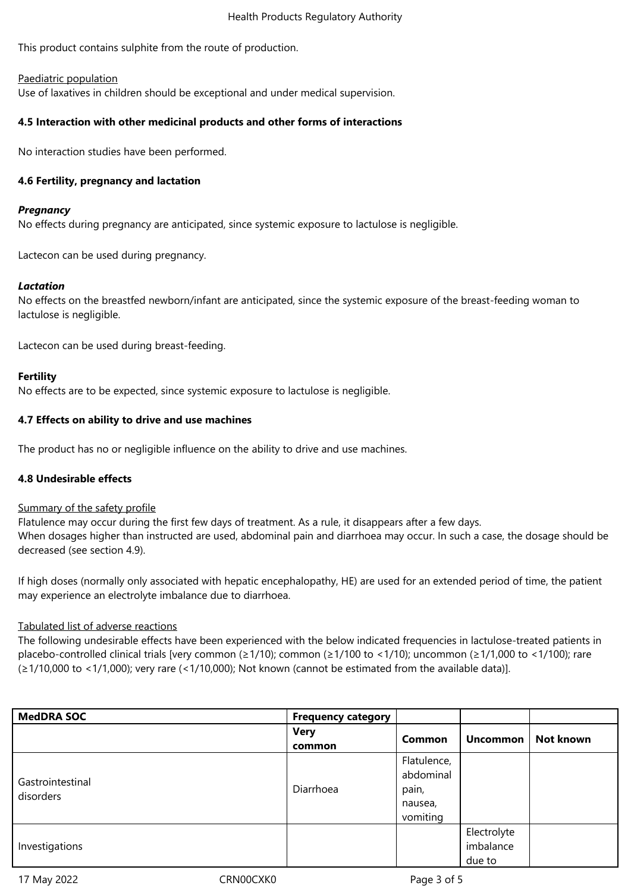This product contains sulphite from the route of production.

Paediatric population
Use of laxatives in children should be exceptional and under medical supervision.

**4.5 Interaction with other medicinal products and other forms of interactions**

No interaction studies have been performed.

**4.6 Fertility, pregnancy and lactation**

***Pregnancy***
No effects during pregnancy are anticipated, since systemic exposure to lactulose is negligible.

Lactecon can be used during pregnancy.

***Lactation***
No effects on the breastfed newborn/infant are anticipated, since the systemic exposure of the breast-feeding woman to lactulose is negligible.

Lactecon can be used during breast-feeding.

**Fertility**
No effects are to be expected, since systemic exposure to lactulose is negligible.

**4.7 Effects on ability to drive and use machines**

The product has no or negligible influence on the ability to drive and use machines.

**4.8 Undesirable effects**

Summary of the safety profile
Flatulence may occur during the first few days of treatment. As a rule, it disappears after a few days.
When dosages higher than instructed are used, abdominal pain and diarrhoea may occur. In such a case, the dosage should be decreased (see section 4.9).

If high doses (normally only associated with hepatic encephalopathy, HE) are used for an extended period of time, the patient may experience an electrolyte imbalance due to diarrhoea.

Tabulated list of adverse reactions
The following undesirable effects have been experienced with the below indicated frequencies in lactulose-treated patients in placebo-controlled clinical trials [very common (≥1/10); common (≥1/100 to <1/10); uncommon (≥1/1,000 to <1/100); rare (≥1/10,000 to <1/1,000); very rare (<1/10,000); Not known (cannot be estimated from the available data)].

| MedDRA SOC | Frequency category | | | |
|---|---|---|---|---|
| | Very common | Common | Uncommon | Not known |
| Gastrointestinal disorders | Diarrhoea | Flatulence, abdominal pain, nausea, vomiting | | |
| Investigations | | | Electrolyte imbalance due to | |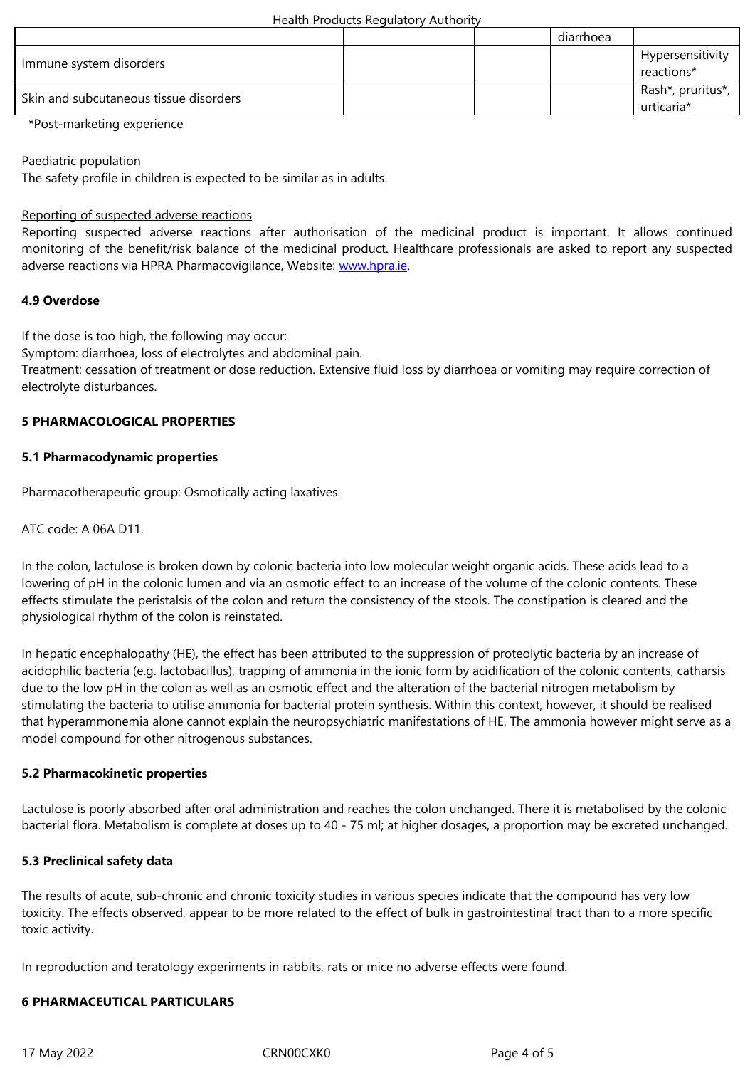| | | | | |
|---|---|---|---|---|
| | | | diarrhoea | |
| Immune system disorders | | | | Hypersensitivity reactions* |
| Skin and subcutaneous tissue disorders | | | | Rash*, pruritus*, urticaria* |

*Post-marketing experience

Paediatric population

The safety profile in children is expected to be similar as in adults.

Reporting of suspected adverse reactions

Reporting suspected adverse reactions after authorisation of the medicinal product is important. It allows continued monitoring of the benefit/risk balance of the medicinal product. Healthcare professionals are asked to report any suspected adverse reactions via HPRA Pharmacovigilance, Website: www.hpra.ie.

**4.9 Overdose**

If the dose is too high, the following may occur:
Symptom: diarrhoea, loss of electrolytes and abdominal pain.
Treatment: cessation of treatment or dose reduction. Extensive fluid loss by diarrhoea or vomiting may require correction of electrolyte disturbances.

## 5 PHARMACOLOGICAL PROPERTIES

### 5.1 Pharmacodynamic properties

Pharmacotherapeutic group: Osmotically acting laxatives.

ATC code: A 06A D11.

In the colon, lactulose is broken down by colonic bacteria into low molecular weight organic acids. These acids lead to a lowering of pH in the colonic lumen and via an osmotic effect to an increase of the volume of the colonic contents. These effects stimulate the peristalsis of the colon and return the consistency of the stools. The constipation is cleared and the physiological rhythm of the colon is reinstated.

In hepatic encephalopathy (HE), the effect has been attributed to the suppression of proteolytic bacteria by an increase of acidophilic bacteria (e.g. lactobacillus), trapping of ammonia in the ionic form by acidification of the colonic contents, catharsis due to the low pH in the colon as well as an osmotic effect and the alteration of the bacterial nitrogen metabolism by stimulating the bacteria to utilise ammonia for bacterial protein synthesis. Within this context, however, it should be realised that hyperammonemia alone cannot explain the neuropsychiatric manifestations of HE. The ammonia however might serve as a model compound for other nitrogenous substances.

### 5.2 Pharmacokinetic properties

Lactulose is poorly absorbed after oral administration and reaches the colon unchanged. There it is metabolised by the colonic bacterial flora. Metabolism is complete at doses up to 40 - 75 ml; at higher dosages, a proportion may be excreted unchanged.

### 5.3 Preclinical safety data

The results of acute, sub-chronic and chronic toxicity studies in various species indicate that the compound has very low toxicity. The effects observed, appear to be more related to the effect of bulk in gastrointestinal tract than to a more specific toxic activity.

In reproduction and teratology experiments in rabbits, rats or mice no adverse effects were found.

## 6 PHARMACEUTICAL PARTICULARS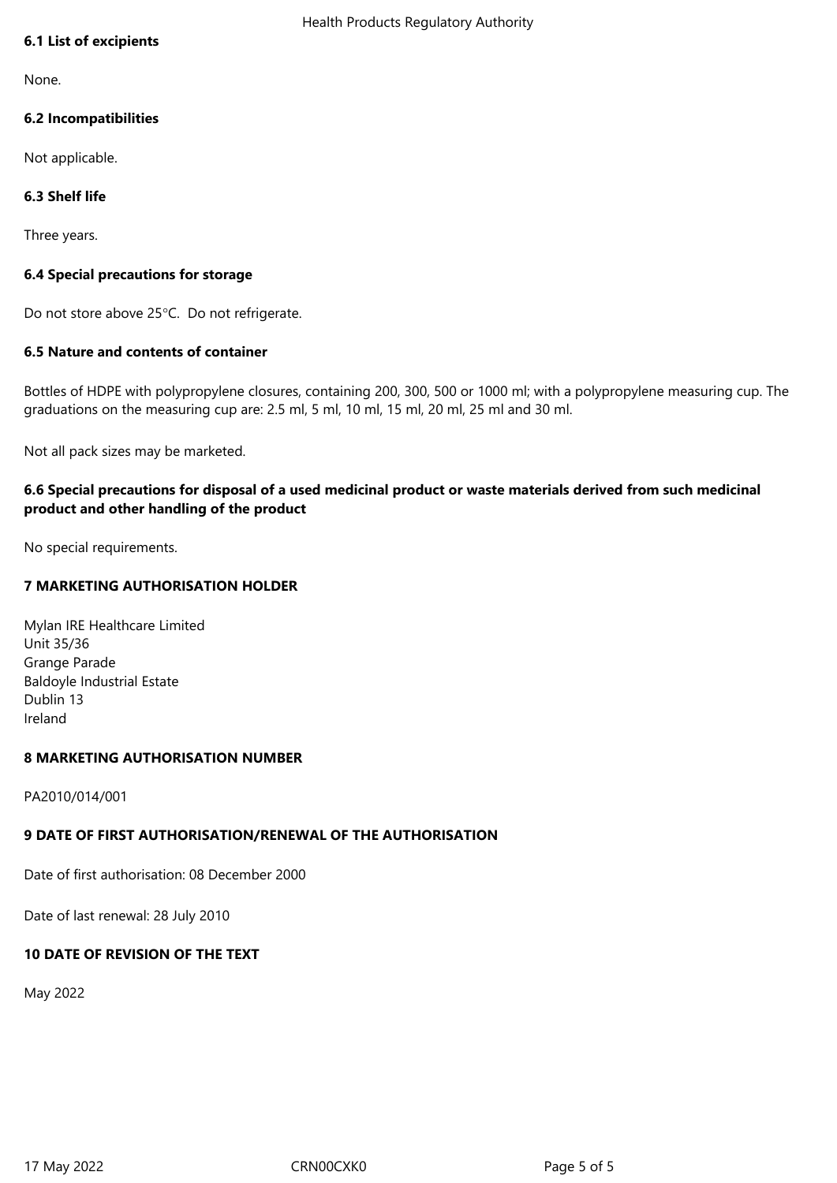### 6.1 List of excipients

None.

### 6.2 Incompatibilities

Not applicable.

### 6.3 Shelf life

Three years.

### 6.4 Special precautions for storage

Do not store above 25°C. Do not refrigerate.

### 6.5 Nature and contents of container

Bottles of HDPE with polypropylene closures, containing 200, 300, 500 or 1000 ml; with a polypropylene measuring cup. The graduations on the measuring cup are: 2.5 ml, 5 ml, 10 ml, 15 ml, 20 ml, 25 ml and 30 ml.

Not all pack sizes may be marketed.

### 6.6 Special precautions for disposal of a used medicinal product or waste materials derived from such medicinal product and other handling of the product

No special requirements.

## 7 MARKETING AUTHORISATION HOLDER

Mylan IRE Healthcare Limited
Unit 35/36
Grange Parade
Baldoyle Industrial Estate
Dublin 13
Ireland

## 8 MARKETING AUTHORISATION NUMBER

PA2010/014/001

## 9 DATE OF FIRST AUTHORISATION/RENEWAL OF THE AUTHORISATION

Date of first authorisation: 08 December 2000

Date of last renewal: 28 July 2010

## 10 DATE OF REVISION OF THE TEXT

May 2022